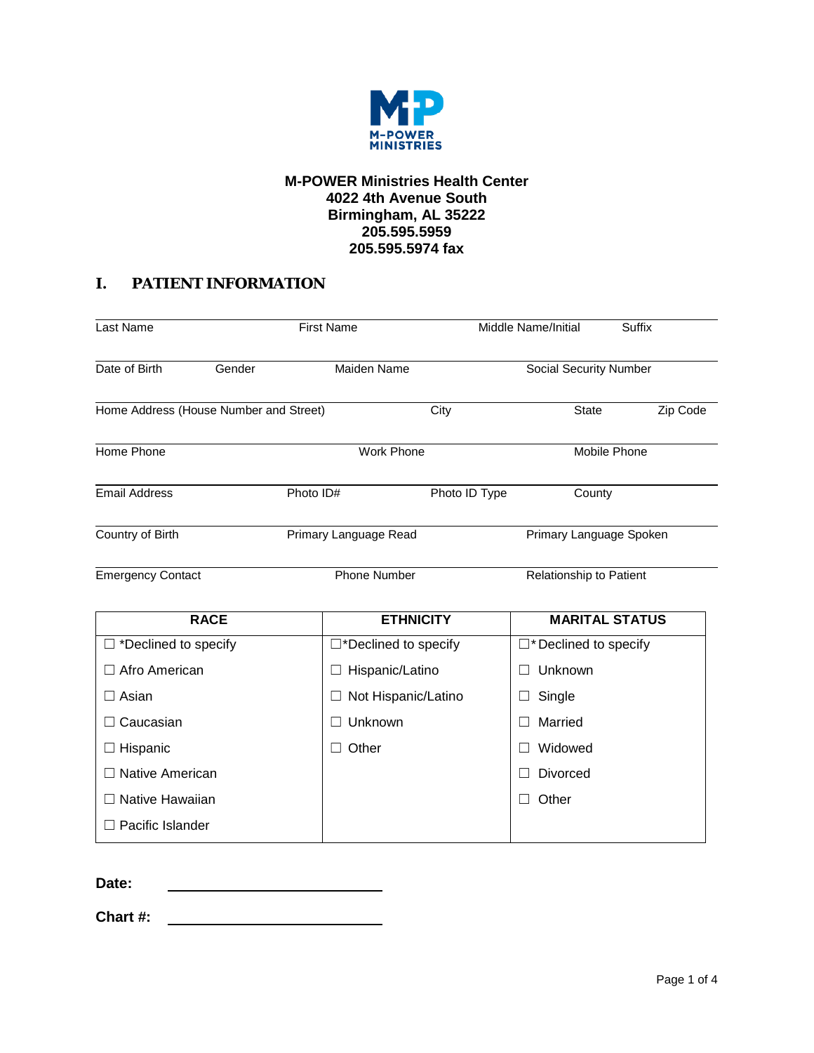**M-POWER Ministries Health Center**
**4022 4th Avenue South**
**Birmingham, AL 35222**
**205.595.5959**
**205.595.5974 fax**

## I. PATIENT INFORMATION

Last Name | First Name | Middle Name/Initial | Suffix

Date of Birth | Gender | Maiden Name | Social Security Number

Home Address (House Number and Street) | City | State | Zip Code

Home Phone | Work Phone | Mobile Phone

Email Address | Photo ID# | Photo ID Type | County

Country of Birth | Primary Language Read | Primary Language Spoken

Emergency Contact | Phone Number | Relationship to Patient

| RACE | ETHNICITY | MARITAL STATUS |
|---|---|---|
| ☐ *Declined to specify | ☐*Declined to specify | ☐* Declined to specify |
| ☐ Afro American | ☐ Hispanic/Latino | ☐ Unknown |
| ☐ Asian | ☐ Not Hispanic/Latino | ☐ Single |
| ☐ Caucasian | ☐ Unknown | ☐ Married |
| ☐ Hispanic | ☐ Other | ☐ Widowed |
| ☐ Native American | | ☐ Divorced |
| ☐ Native Hawaiian | | ☐ Other |
| ☐ Pacific Islander | | |

**Date:** ______________________

**Chart #:** ______________________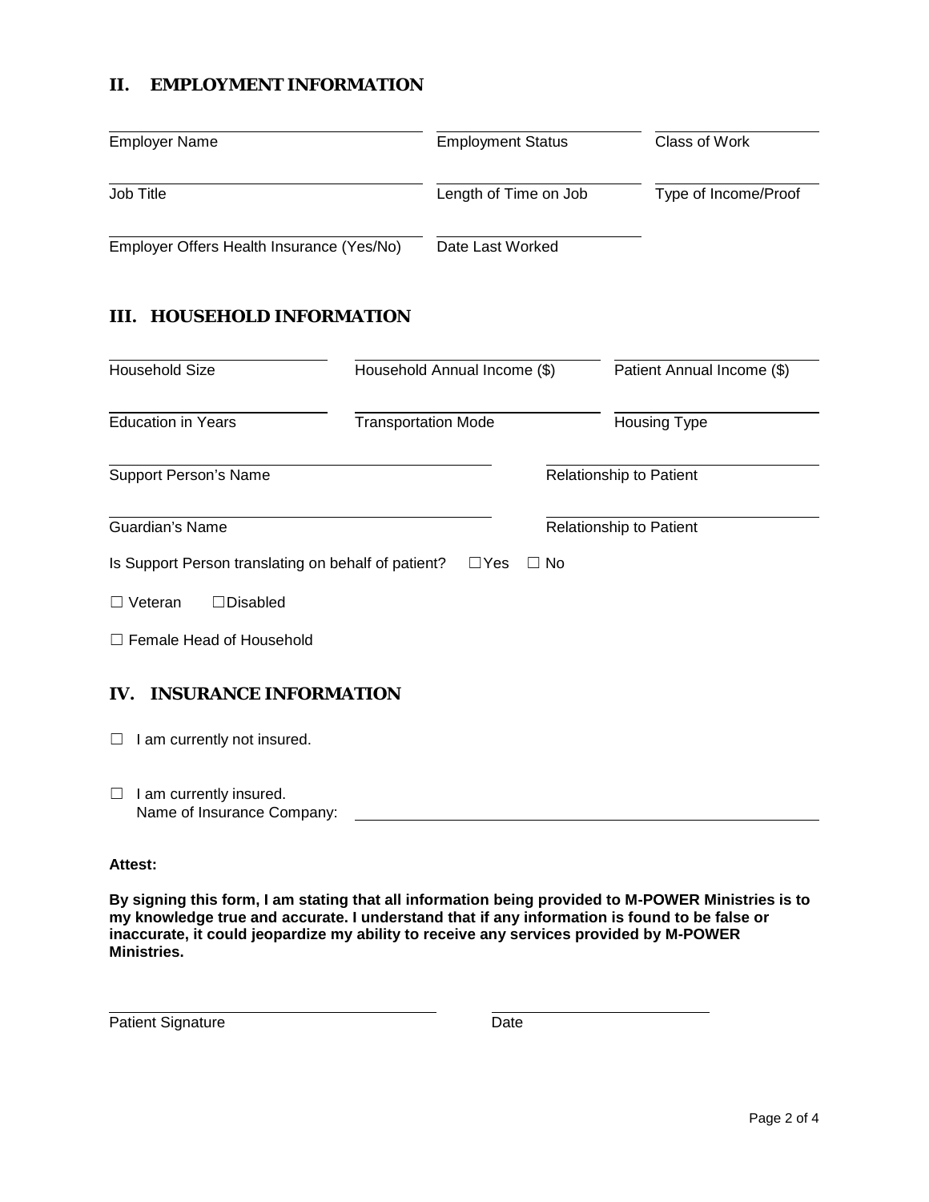## II. EMPLOYMENT INFORMATION

| Employer Name | Employment Status | Class of Work |
|---|---|---|
| Job Title | Length of Time on Job | Type of Income/Proof |
| Employer Offers Health Insurance (Yes/No) | Date Last Worked | |

## III. HOUSEHOLD INFORMATION

| Household Size | Household Annual Income ($) | Patient Annual Income ($) |
|---|---|---|
| Education in Years | Transportation Mode | Housing Type |

| Support Person's Name | Relationship to Patient |
|---|---|
| Guardian's Name | Relationship to Patient |

Is Support Person translating on behalf of patient? ☐ Yes ☐ No

☐ Veteran ☐ Disabled

☐ Female Head of Household

## IV. INSURANCE INFORMATION

☐ I am currently not insured.

☐ I am currently insured.
Name of Insurance Company: ______________________________

**Attest:**

**By signing this form, I am stating that all information being provided to M-POWER Ministries is to my knowledge true and accurate. I understand that if any information is found to be false or inaccurate, it could jeopardize my ability to receive any services provided by M-POWER Ministries.**

| Patient Signature | Date |
|---|---|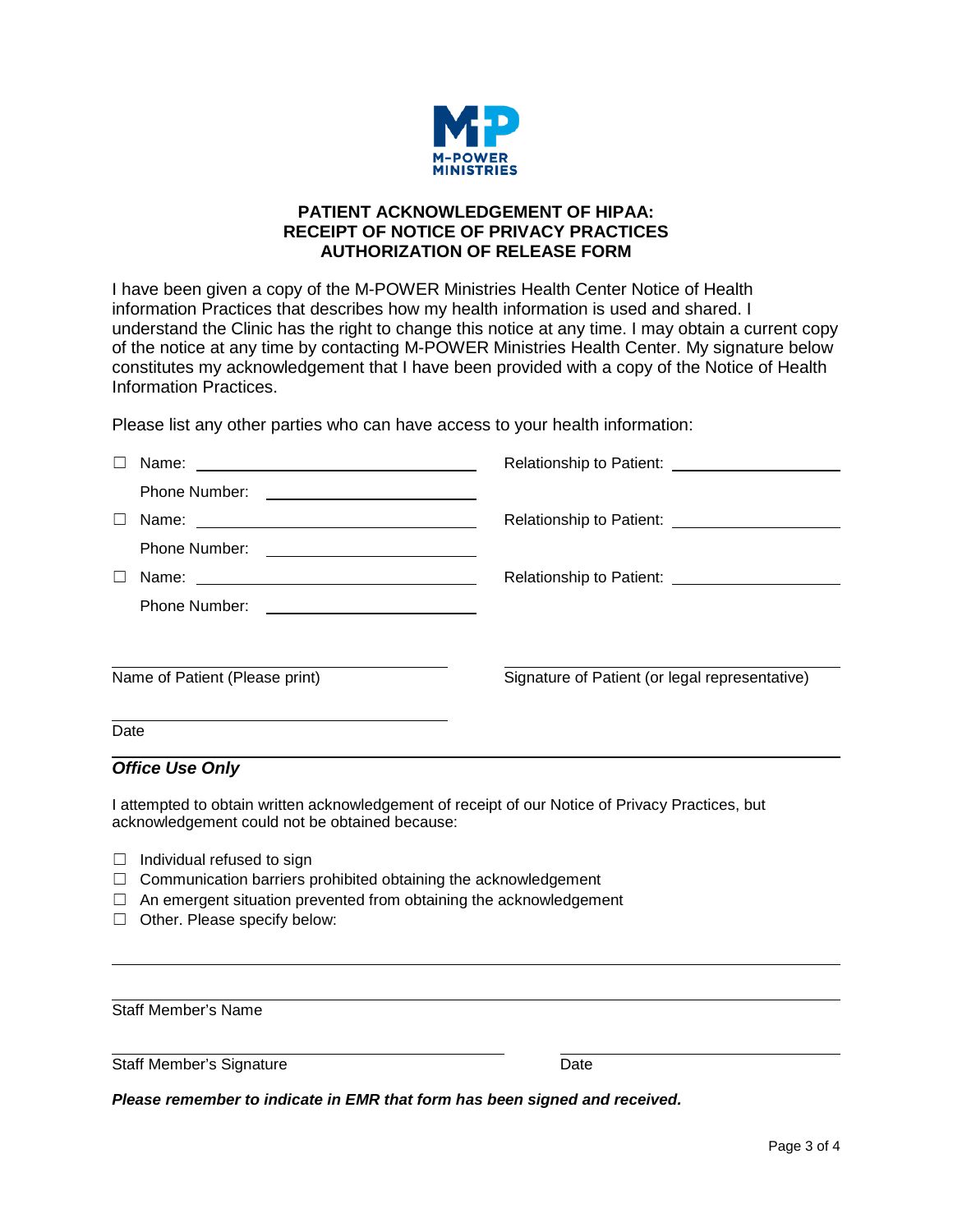M-POWER MINISTRIES

**PATIENT ACKNOWLEDGEMENT OF HIPAA:**
**RECEIPT OF NOTICE OF PRIVACY PRACTICES**
**AUTHORIZATION OF RELEASE FORM**

I have been given a copy of the M-POWER Ministries Health Center Notice of Health information Practices that describes how my health information is used and shared. I understand the Clinic has the right to change this notice at any time. I may obtain a current copy of the notice at any time by contacting M-POWER Ministries Health Center. My signature below constitutes my acknowledgement that I have been provided with a copy of the Notice of Health Information Practices.

Please list any other parties who can have access to your health information:

☐ Name: ____________________ Relationship to Patient: ____________________
Phone Number: ____________________

☐ Name: ____________________ Relationship to Patient: ____________________
Phone Number: ____________________

☐ Name: ____________________ Relationship to Patient: ____________________
Phone Number: ____________________

____________________ ____________________
Name of Patient (Please print) Signature of Patient (or legal representative)

____________________
Date

***Office Use Only***

I attempted to obtain written acknowledgement of receipt of our Notice of Privacy Practices, but acknowledgement could not be obtained because:

- ☐ Individual refused to sign
- ☐ Communication barriers prohibited obtaining the acknowledgement
- ☐ An emergent situation prevented from obtaining the acknowledgement
- ☐ Other. Please specify below:

____________________

____________________
Staff Member's Name

____________________ ____________________
Staff Member's Signature Date

***Please remember to indicate in EMR that form has been signed and received.***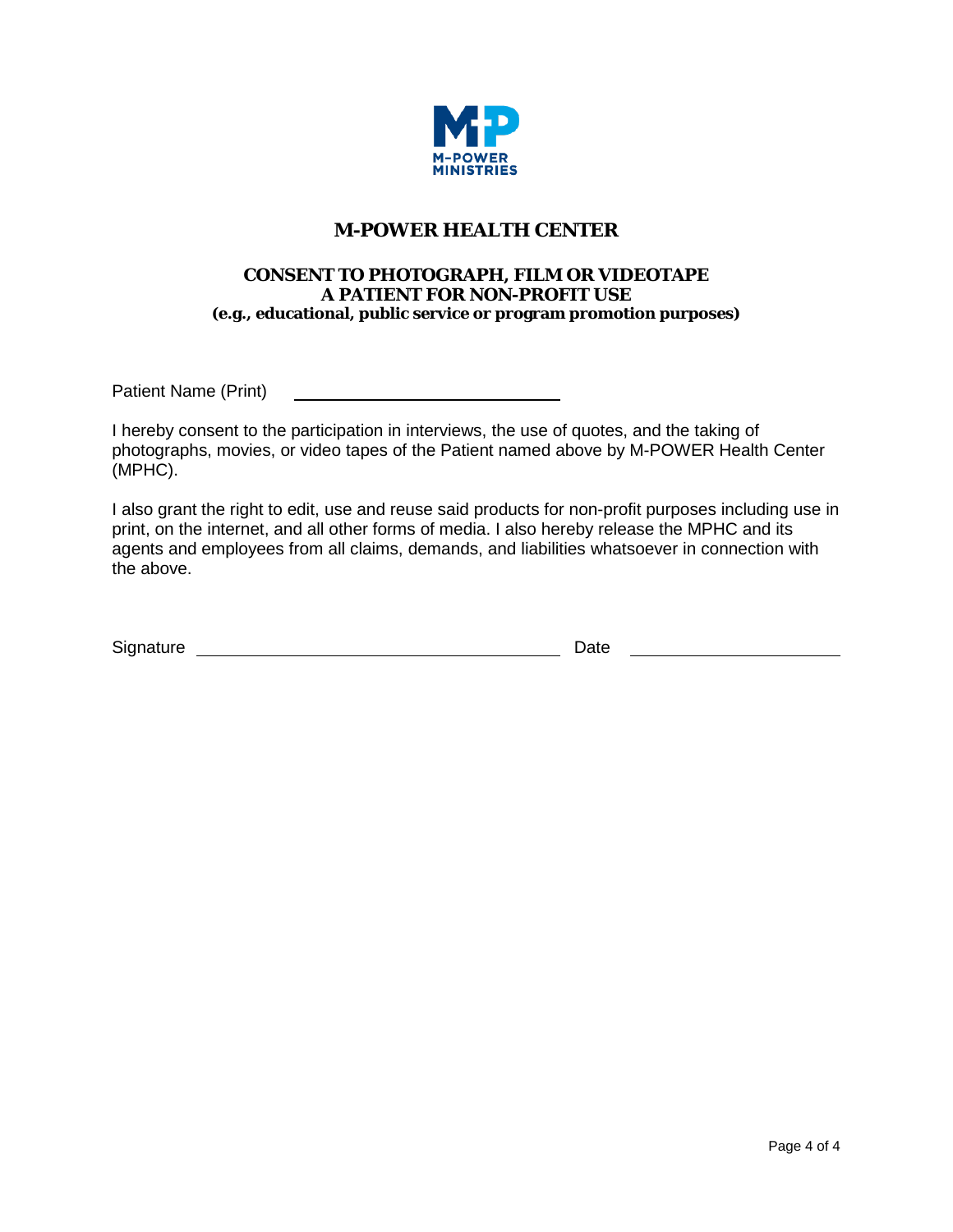M-POWER MINISTRIES

# M-POWER HEALTH CENTER

## CONSENT TO PHOTOGRAPH, FILM OR VIDEOTAPE A PATIENT FOR NON-PROFIT USE

**(e.g., educational, public service or program promotion purposes)**

Patient Name (Print) \_\_\_\_\_\_\_\_\_\_\_\_\_\_\_\_\_\_\_\_\_\_\_\_\_\_\_\_\_\_

I hereby consent to the participation in interviews, the use of quotes, and the taking of photographs, movies, or video tapes of the Patient named above by M-POWER Health Center (MPHC).

I also grant the right to edit, use and reuse said products for non-profit purposes including use in print, on the internet, and all other forms of media. I also hereby release the MPHC and its agents and employees from all claims, demands, and liabilities whatsoever in connection with the above.

Signature \_\_\_\_\_\_\_\_\_\_\_\_\_\_\_\_\_\_\_\_\_\_\_\_\_\_\_\_\_\_\_\_\_\_\_\_\_\_\_\_ Date \_\_\_\_\_\_\_\_\_\_\_\_\_\_\_\_\_\_\_\_\_\_\_\_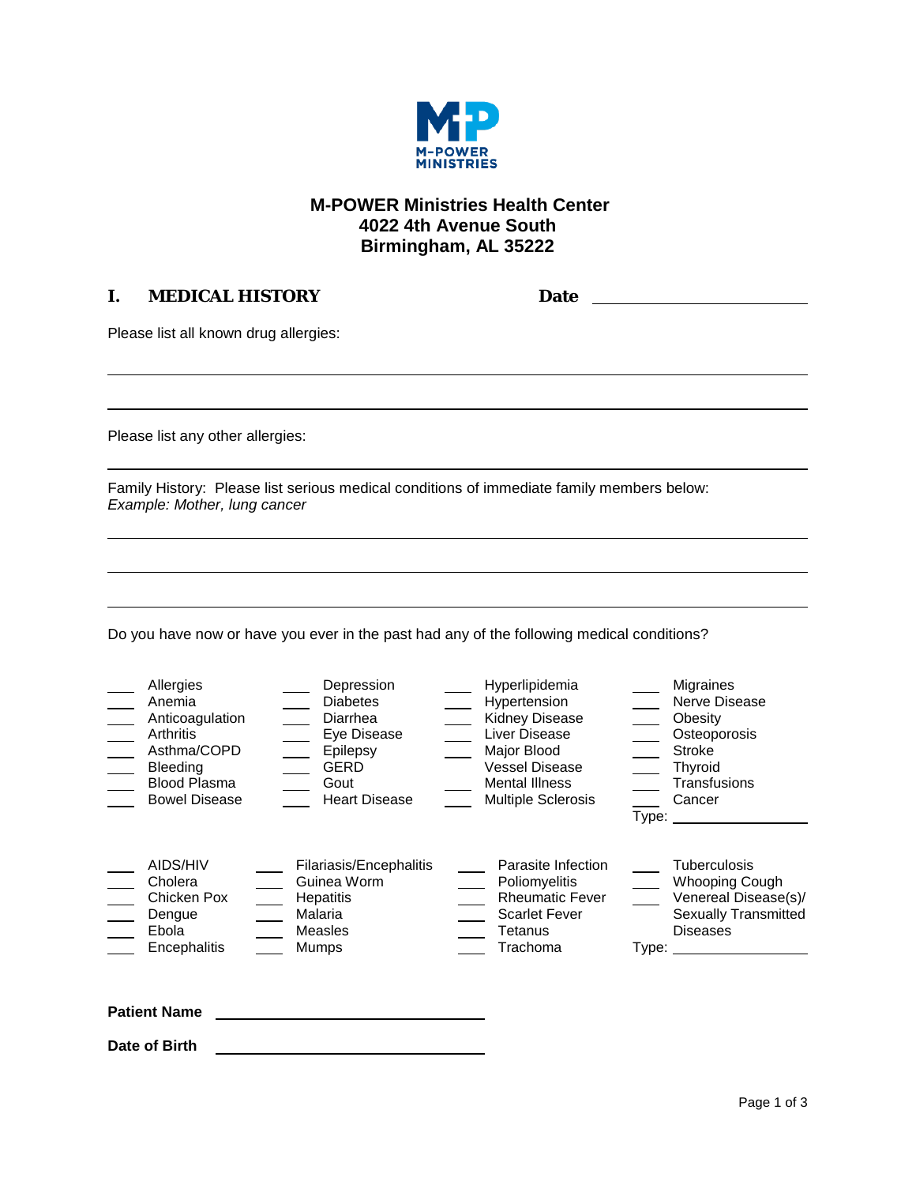**M-POWER Ministries Health Center**
**4022 4th Avenue South**
**Birmingham, AL 35222**

## I. MEDICAL HISTORY

**Date** ____________________

Please list all known drug allergies:

______________________________________________________________________

______________________________________________________________________

Please list any other allergies:

______________________________________________________________________

Family History: Please list serious medical conditions of immediate family members below:
*Example: Mother, lung cancer*

______________________________________________________________________

______________________________________________________________________

______________________________________________________________________

Do you have now or have you ever in the past had any of the following medical conditions?

| | | | |
|---|---|---|---|
| ____ Allergies | ____ Depression | ____ Hyperlipidemia | ____ Migraines |
| ____ Anemia | ____ Diabetes | ____ Hypertension | ____ Nerve Disease |
| ____ Anticoagulation | ____ Diarrhea | ____ Kidney Disease | ____ Obesity |
| ____ Arthritis | ____ Eye Disease | ____ Liver Disease | ____ Osteoporosis |
| ____ Asthma/COPD | ____ Epilepsy | ____ Major Blood Vessel Disease | ____ Stroke |
| ____ Bleeding | ____ GERD | ____ Mental Illness | ____ Thyroid |
| ____ Blood Plasma | ____ Gout | ____ Multiple Sclerosis | ____ Transfusions |
| ____ Bowel Disease | ____ Heart Disease | | ____ Cancer |
| | | | Type: ____________ |

| | | | |
|---|---|---|---|
| ____ AIDS/HIV | ____ Filariasis/Encephalitis | ____ Parasite Infection | ____ Tuberculosis |
| ____ Cholera | ____ Guinea Worm | ____ Poliomyelitis | ____ Whooping Cough |
| ____ Chicken Pox | ____ Hepatitis | ____ Rheumatic Fever | ____ Venereal Disease(s)/ Sexually Transmitted Diseases |
| ____ Dengue | ____ Malaria | ____ Scarlet Fever | |
| ____ Ebola | ____ Measles | ____ Tetanus | |
| ____ Encephalitis | ____ Mumps | ____ Trachoma | Type: ____________ |

**Patient Name** ____________________________

**Date of Birth** ____________________________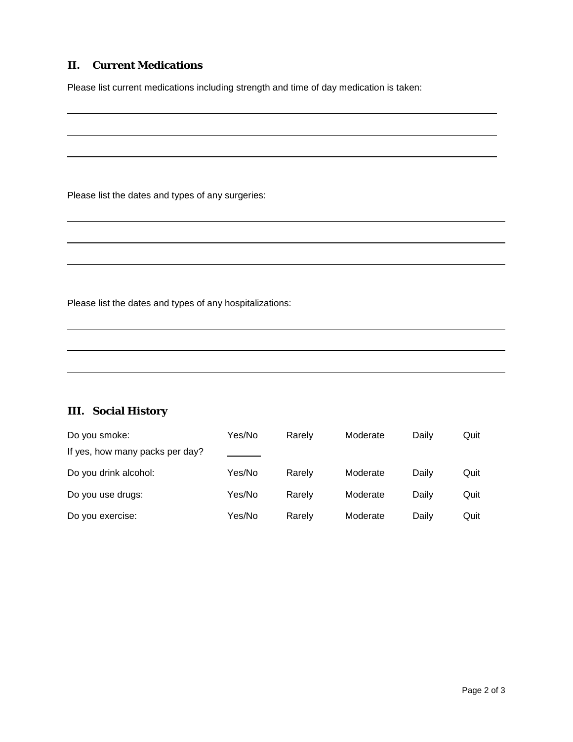## II. Current Medications

Please list current medications including strength and time of day medication is taken:

\_\_\_\_\_\_\_\_\_\_\_\_\_\_\_\_\_\_\_\_\_\_\_\_\_\_\_\_\_\_\_\_\_\_\_\_\_\_\_\_\_\_\_\_\_\_\_\_\_\_\_\_\_\_\_\_\_\_\_\_\_\_\_\_\_\_\_\_\_\_\_\_

\_\_\_\_\_\_\_\_\_\_\_\_\_\_\_\_\_\_\_\_\_\_\_\_\_\_\_\_\_\_\_\_\_\_\_\_\_\_\_\_\_\_\_\_\_\_\_\_\_\_\_\_\_\_\_\_\_\_\_\_\_\_\_\_\_\_\_\_\_\_\_\_

\_\_\_\_\_\_\_\_\_\_\_\_\_\_\_\_\_\_\_\_\_\_\_\_\_\_\_\_\_\_\_\_\_\_\_\_\_\_\_\_\_\_\_\_\_\_\_\_\_\_\_\_\_\_\_\_\_\_\_\_\_\_\_\_\_\_\_\_\_\_\_\_

Please list the dates and types of any surgeries:

\_\_\_\_\_\_\_\_\_\_\_\_\_\_\_\_\_\_\_\_\_\_\_\_\_\_\_\_\_\_\_\_\_\_\_\_\_\_\_\_\_\_\_\_\_\_\_\_\_\_\_\_\_\_\_\_\_\_\_\_\_\_\_\_\_\_\_\_\_\_\_\_

\_\_\_\_\_\_\_\_\_\_\_\_\_\_\_\_\_\_\_\_\_\_\_\_\_\_\_\_\_\_\_\_\_\_\_\_\_\_\_\_\_\_\_\_\_\_\_\_\_\_\_\_\_\_\_\_\_\_\_\_\_\_\_\_\_\_\_\_\_\_\_\_

\_\_\_\_\_\_\_\_\_\_\_\_\_\_\_\_\_\_\_\_\_\_\_\_\_\_\_\_\_\_\_\_\_\_\_\_\_\_\_\_\_\_\_\_\_\_\_\_\_\_\_\_\_\_\_\_\_\_\_\_\_\_\_\_\_\_\_\_\_\_\_\_

Please list the dates and types of any hospitalizations:

\_\_\_\_\_\_\_\_\_\_\_\_\_\_\_\_\_\_\_\_\_\_\_\_\_\_\_\_\_\_\_\_\_\_\_\_\_\_\_\_\_\_\_\_\_\_\_\_\_\_\_\_\_\_\_\_\_\_\_\_\_\_\_\_\_\_\_\_\_\_\_\_

\_\_\_\_\_\_\_\_\_\_\_\_\_\_\_\_\_\_\_\_\_\_\_\_\_\_\_\_\_\_\_\_\_\_\_\_\_\_\_\_\_\_\_\_\_\_\_\_\_\_\_\_\_\_\_\_\_\_\_\_\_\_\_\_\_\_\_\_\_\_\_\_

\_\_\_\_\_\_\_\_\_\_\_\_\_\_\_\_\_\_\_\_\_\_\_\_\_\_\_\_\_\_\_\_\_\_\_\_\_\_\_\_\_\_\_\_\_\_\_\_\_\_\_\_\_\_\_\_\_\_\_\_\_\_\_\_\_\_\_\_\_\_\_\_

## III. Social History

| | | | | | |
|---|---|---|---|---|---|
| Do you smoke: | Yes/No | Rarely | Moderate | Daily | Quit |
| If yes, how many packs per day? | \_\_\_\_\_\_ | | | | |
| Do you drink alcohol: | Yes/No | Rarely | Moderate | Daily | Quit |
| Do you use drugs: | Yes/No | Rarely | Moderate | Daily | Quit |
| Do you exercise: | Yes/No | Rarely | Moderate | Daily | Quit |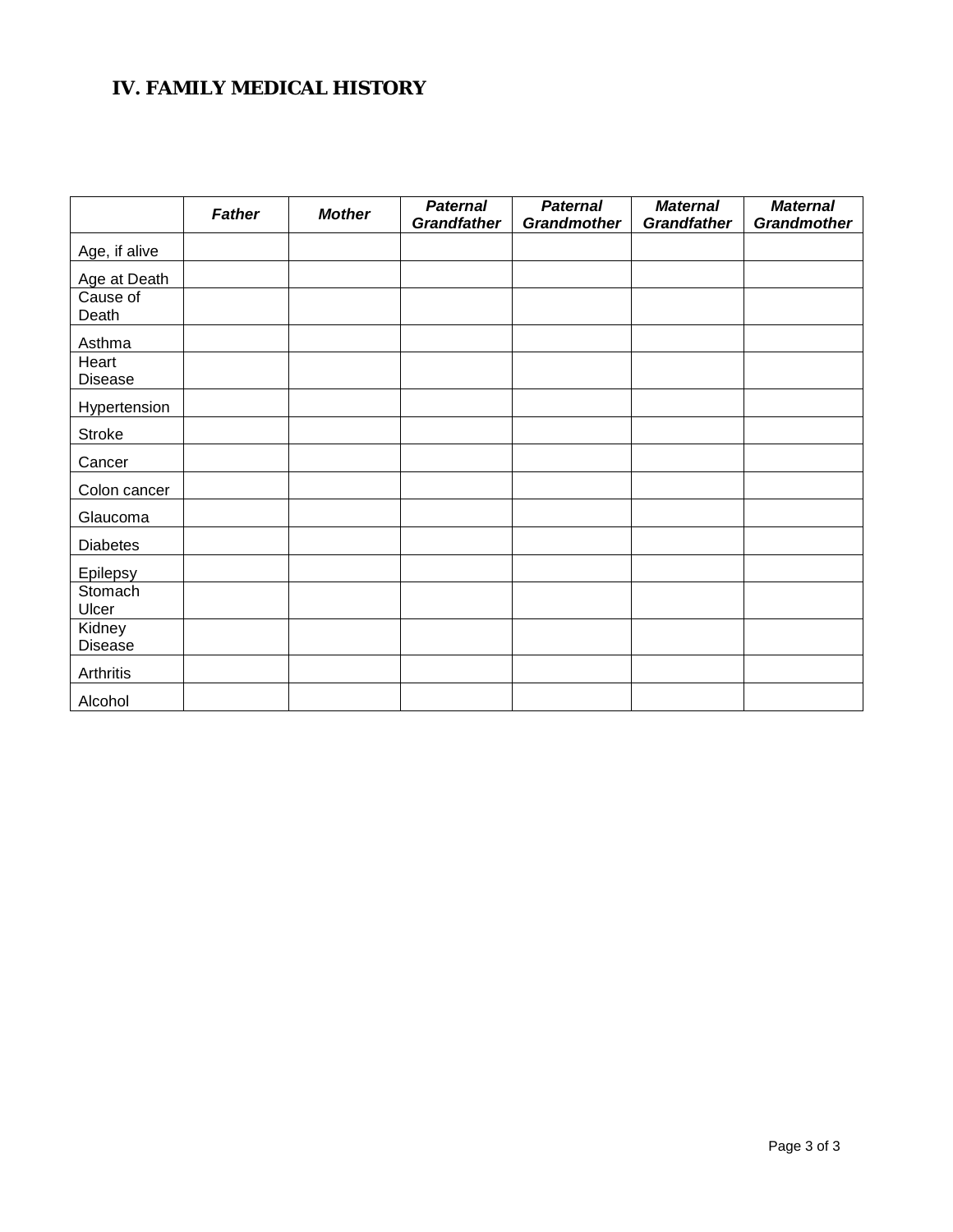## IV. FAMILY MEDICAL HISTORY

| | *Father* | *Mother* | *Paternal Grandfather* | *Paternal Grandmother* | *Maternal Grandfather* | *Maternal Grandmother* |
|---|---|---|---|---|---|---|
| Age, if alive | | | | | | |
| Age at Death | | | | | | |
| Cause of Death | | | | | | |
| Asthma | | | | | | |
| Heart Disease | | | | | | |
| Hypertension | | | | | | |
| Stroke | | | | | | |
| Cancer | | | | | | |
| Colon cancer | | | | | | |
| Glaucoma | | | | | | |
| Diabetes | | | | | | |
| Epilepsy | | | | | | |
| Stomach Ulcer | | | | | | |
| Kidney Disease | | | | | | |
| Arthritis | | | | | | |
| Alcohol | | | | | | |